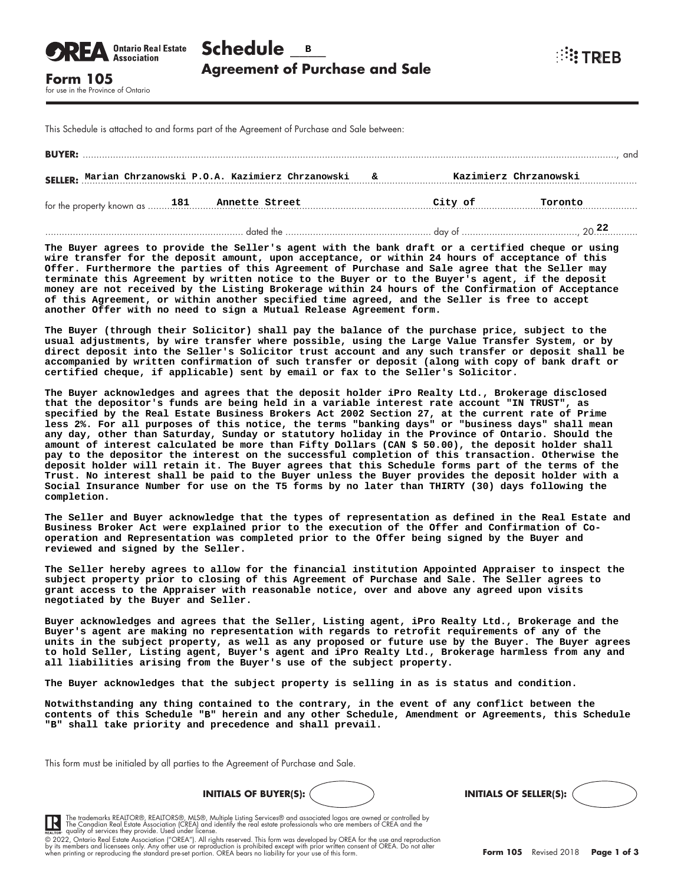**Ontario Real Estate Association**

**Form 105**
for use in the Province of Ontario

# Schedule B
## Agreement of Purchase and Sale

This Schedule is attached to and forms part of the Agreement of Purchase and Sale between:

**BUYER:** ......................................................................................................................................, and

**SELLER:** Marian Chrzanowski P.O.A. Kazimierz Chrzanowski & Kazimierz Chrzanowski

for the property known as 181 Annette Street City of Toronto

........................................ dated the ........................ day of ........................, 20 22

**The Buyer agrees to provide the Seller's agent with the bank draft or a certified cheque or using wire transfer for the deposit amount, upon acceptance, or within 24 hours of acceptance of this Offer. Furthermore the parties of this Agreement of Purchase and Sale agree that the Seller may terminate this Agreement by written notice to the Buyer or to the Buyer's agent, if the deposit money are not received by the Listing Brokerage within 24 hours of the Confirmation of Acceptance of this Agreement, or within another specified time agreed, and the Seller is free to accept another Offer with no need to sign a Mutual Release Agreement form.**

**The Buyer (through their Solicitor) shall pay the balance of the purchase price, subject to the usual adjustments, by wire transfer where possible, using the Large Value Transfer System, or by direct deposit into the Seller's Solicitor trust account and any such transfer or deposit shall be accompanied by written confirmation of such transfer or deposit (along with copy of bank draft or certified cheque, if applicable) sent by email or fax to the Seller's Solicitor.**

**The Buyer acknowledges and agrees that the deposit holder iPro Realty Ltd., Brokerage disclosed that the depositor's funds are being held in a variable interest rate account "IN TRUST", as specified by the Real Estate Business Brokers Act 2002 Section 27, at the current rate of Prime less 2%. For all purposes of this notice, the terms "banking days" or "business days" shall mean any day, other than Saturday, Sunday or statutory holiday in the Province of Ontario. Should the amount of interest calculated be more than Fifty Dollars (CAN $ 50.00), the deposit holder shall pay to the depositor the interest on the successful completion of this transaction. Otherwise the deposit holder will retain it. The Buyer agrees that this Schedule forms part of the terms of the Trust. No interest shall be paid to the Buyer unless the Buyer provides the deposit holder with a Social Insurance Number for use on the T5 forms by no later than THIRTY (30) days following the completion.**

**The Seller and Buyer acknowledge that the types of representation as defined in the Real Estate and Business Broker Act were explained prior to the execution of the Offer and Confirmation of Co-operation and Representation was completed prior to the Offer being signed by the Buyer and reviewed and signed by the Seller.**

**The Seller hereby agrees to allow for the financial institution Appointed Appraiser to inspect the subject property prior to closing of this Agreement of Purchase and Sale. The Seller agrees to grant access to the Appraiser with reasonable notice, over and above any agreed upon visits negotiated by the Buyer and Seller.**

**Buyer acknowledges and agrees that the Seller, Listing agent, iPro Realty Ltd., Brokerage and the Buyer's agent are making no representation with regards to retrofit requirements of any of the units in the subject property, as well as any proposed or future use by the Buyer. The Buyer agrees to hold Seller, Listing agent, Buyer's agent and iPro Realty Ltd., Brokerage harmless from any and all liabilities arising from the Buyer's use of the subject property.**

**The Buyer acknowledges that the subject property is selling in as is status and condition.**

**Notwithstanding any thing contained to the contrary, in the event of any conflict between the contents of this Schedule "B" herein and any other Schedule, Amendment or Agreements, this Schedule "B" shall take priority and precedence and shall prevail.**

This form must be initialed by all parties to the Agreement of Purchase and Sale.

**INITIALS OF BUYER(S):** ( ) **INITIALS OF SELLER(S):** ( )

The trademarks REALTOR®, REALTORS®, MLS®, Multiple Listing Services® and associated logos are owned or controlled by The Canadian Real Estate Association (CREA) and identify the real estate professionals who are members of CREA and the quality of services they provide. Used under license.

© 2022, Ontario Real Estate Association ("OREA"). All rights reserved. This form was developed by OREA for the use and reproduction by its members and licensees only. Any other use or reproduction is prohibited except with prior written consent of OREA. Do not alter when printing or reproducing the standard pre-set portion. OREA bears no liability for your use of this form.

**Form 105** Revised 2018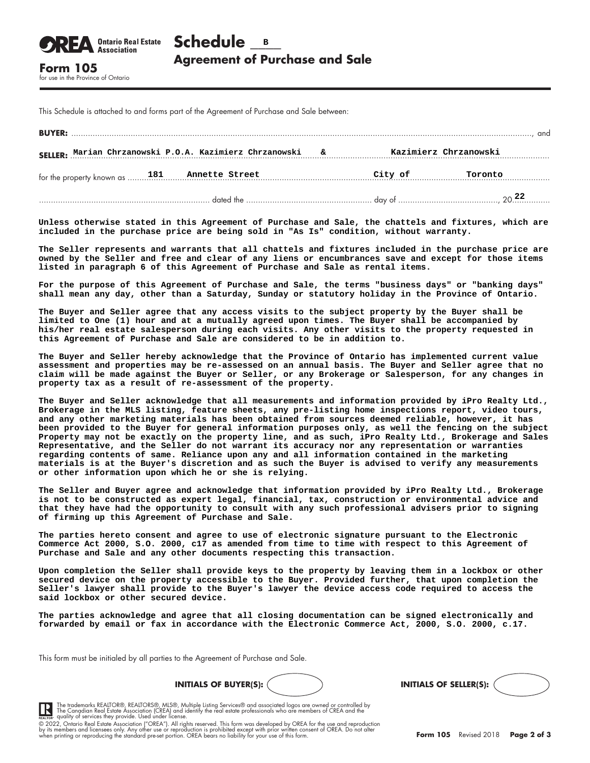**OREA Ontario Real Estate Association**

# Schedule B
## Agreement of Purchase and Sale

**Form 105**
for use in the Province of Ontario

This Schedule is attached to and forms part of the Agreement of Purchase and Sale between:

**BUYER:** ............................................................................................................, and

**SELLER:** Marian Chrzanowski P.O.A. Kazimierz Chrzanowski & Kazimierz Chrzanowski

for the property known as 181 Annette Street City of Toronto

.................................................. dated the .................................. day of .................................., 20 22

**Unless otherwise stated in this Agreement of Purchase and Sale, the chattels and fixtures, which are included in the purchase price are being sold in "As Is" condition, without warranty.**

**The Seller represents and warrants that all chattels and fixtures included in the purchase price are owned by the Seller and free and clear of any liens or encumbrances save and except for those items listed in paragraph 6 of this Agreement of Purchase and Sale as rental items.**

**For the purpose of this Agreement of Purchase and Sale, the terms "business days" or "banking days" shall mean any day, other than a Saturday, Sunday or statutory holiday in the Province of Ontario.**

**The Buyer and Seller agree that any access visits to the subject property by the Buyer shall be limited to One (1) hour and at a mutually agreed upon times. The Buyer shall be accompanied by his/her real estate salesperson during each visits. Any other visits to the property requested in this Agreement of Purchase and Sale are considered to be in addition to.**

**The Buyer and Seller hereby acknowledge that the Province of Ontario has implemented current value assessment and properties may be re-assessed on an annual basis. The Buyer and Seller agree that no claim will be made against the Buyer or Seller, or any Brokerage or Salesperson, for any changes in property tax as a result of re-assessment of the property.**

**The Buyer and Seller acknowledge that all measurements and information provided by iPro Realty Ltd., Brokerage in the MLS listing, feature sheets, any pre-listing home inspections report, video tours, and any other marketing materials has been obtained from sources deemed reliable, however, it has been provided to the Buyer for general information purposes only, as well the fencing on the subject Property may not be exactly on the property line, and as such, iPro Realty Ltd., Brokerage and Sales Representative, and the Seller do not warrant its accuracy nor any representation or warranties regarding contents of same. Reliance upon any and all information contained in the marketing materials is at the Buyer's discretion and as such the Buyer is advised to verify any measurements or other information upon which he or she is relying.**

**The Seller and Buyer agree and acknowledge that information provided by iPro Realty Ltd., Brokerage is not to be constructed as expert legal, financial, tax, construction or environmental advice and that they have had the opportunity to consult with any such professional advisers prior to signing of firming up this Agreement of Purchase and Sale.**

**The parties hereto consent and agree to use of electronic signature pursuant to the Electronic Commerce Act 2000, S.O. 2000, c17 as amended from time to time with respect to this Agreement of Purchase and Sale and any other documents respecting this transaction.**

**Upon completion the Seller shall provide keys to the property by leaving them in a lockbox or other secured device on the property accessible to the Buyer. Provided further, that upon completion the Seller's lawyer shall provide to the Buyer's lawyer the device access code required to access the said lockbox or other secured device.**

**The parties acknowledge and agree that all closing documentation can be signed electronically and forwarded by email or fax in accordance with the Electronic Commerce Act, 2000, S.O. 2000, c.17.**

This form must be initialed by all parties to the Agreement of Purchase and Sale.

**INITIALS OF BUYER(S):** ( ) **INITIALS OF SELLER(S):** ( )

The trademarks REALTOR®, REALTORS®, MLS®, Multiple Listing Services® and associated logos are owned or controlled by The Canadian Real Estate Association (CREA) and identify the real estate professionals who are members of CREA and the quality of services they provide. Used under license.

© 2022, Ontario Real Estate Association ("OREA"). All rights reserved. This form was developed by OREA for the use and reproduction by its members and licensees only. Any other use or reproduction is prohibited except with prior written consent of OREA. Do not alter when printing or reproducing the standard pre-set portion. OREA bears no liability for your use of this form.

**Form 105** Revised 2018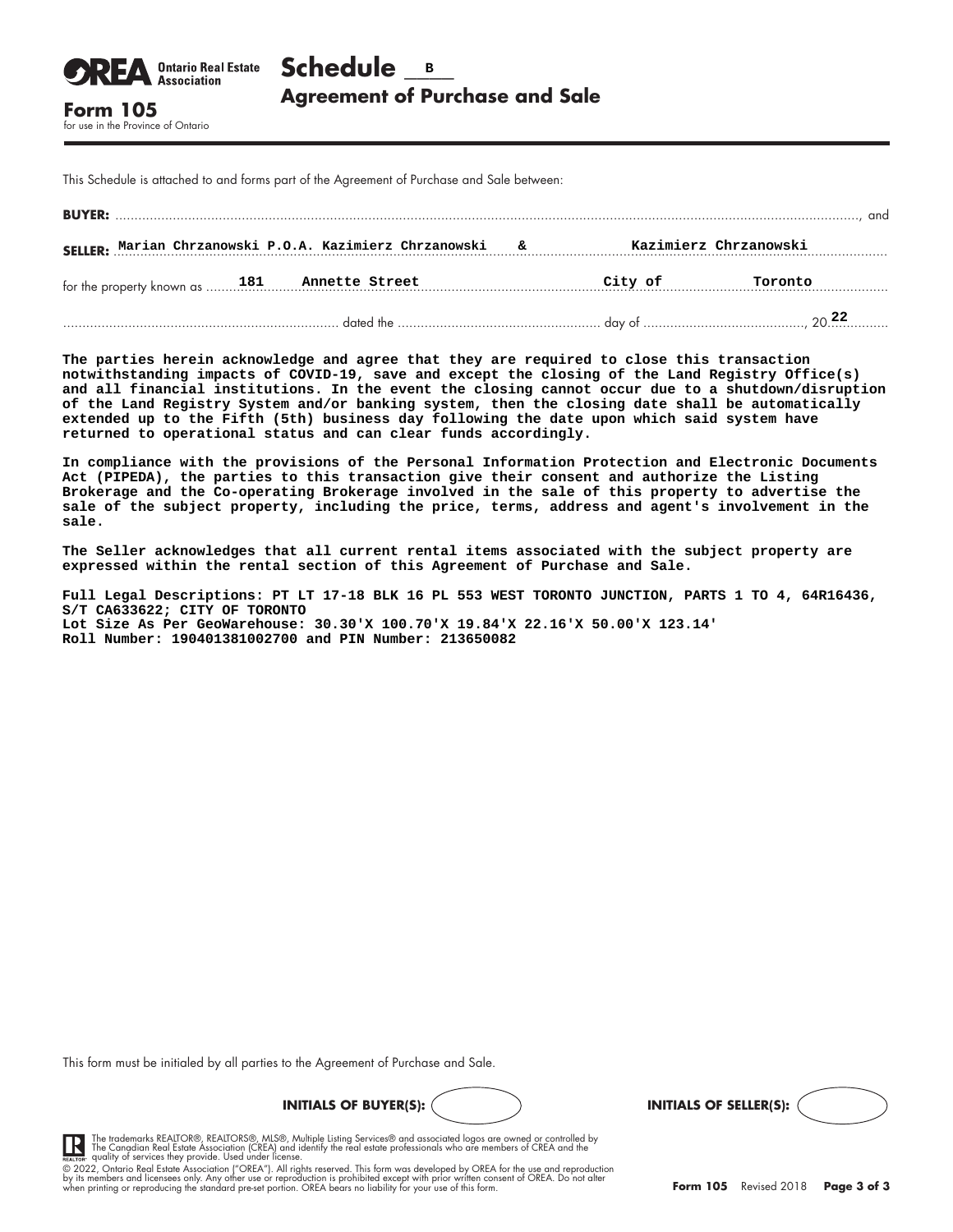**OREA** Ontario Real Estate Association

**Form 105**
for use in the Province of Ontario

# Schedule B
## Agreement of Purchase and Sale

This Schedule is attached to and forms part of the Agreement of Purchase and Sale between:

**BUYER:** ..............................................................................................................................................................................., and

**SELLER:** Marian Chrzanowski P.O.A. Kazimierz Chrzanowski & Kazimierz Chrzanowski

for the property known as 181 Annette Street City of Toronto

.............................................................. dated the ........................................ day of ..............................., 20 22

**The parties herein acknowledge and agree that they are required to close this transaction notwithstanding impacts of COVID-19, save and except the closing of the Land Registry Office(s) and all financial institutions. In the event the closing cannot occur due to a shutdown/disruption of the Land Registry System and/or banking system, then the closing date shall be automatically extended up to the Fifth (5th) business day following the date upon which said system have returned to operational status and can clear funds accordingly.**

**In compliance with the provisions of the Personal Information Protection and Electronic Documents Act (PIPEDA), the parties to this transaction give their consent and authorize the Listing Brokerage and the Co-operating Brokerage involved in the sale of this property to advertise the sale of the subject property, including the price, terms, address and agent's involvement in the sale.**

**The Seller acknowledges that all current rental items associated with the subject property are expressed within the rental section of this Agreement of Purchase and Sale.**

**Full Legal Descriptions: PT LT 17-18 BLK 16 PL 553 WEST TORONTO JUNCTION, PARTS 1 TO 4, 64R16436, S/T CA633622; CITY OF TORONTO**
**Lot Size As Per GeoWarehouse: 30.30'X 100.70'X 19.84'X 22.16'X 50.00'X 123.14'**
**Roll Number: 190401381002700 and PIN Number: 213650082**

This form must be initialed by all parties to the Agreement of Purchase and Sale.

**INITIALS OF BUYER(S):** ( ) **INITIALS OF SELLER(S):** ( )

The trademarks REALTOR®, REALTORS®, MLS®, Multiple Listing Services® and associated logos are owned or controlled by The Canadian Real Estate Association (CREA) and identify the real estate professionals who are members of CREA and the quality of services they provide. Used under license.

© 2022, Ontario Real Estate Association ("OREA"). All rights reserved. This form was developed by OREA for the use and reproduction by its members and licensees only. Any other use or reproduction is prohibited except with prior written consent of OREA. Do not alter when printing or reproducing the standard pre-set portion. OREA bears no liability for your use of this form.

**Form 105** Revised 2018